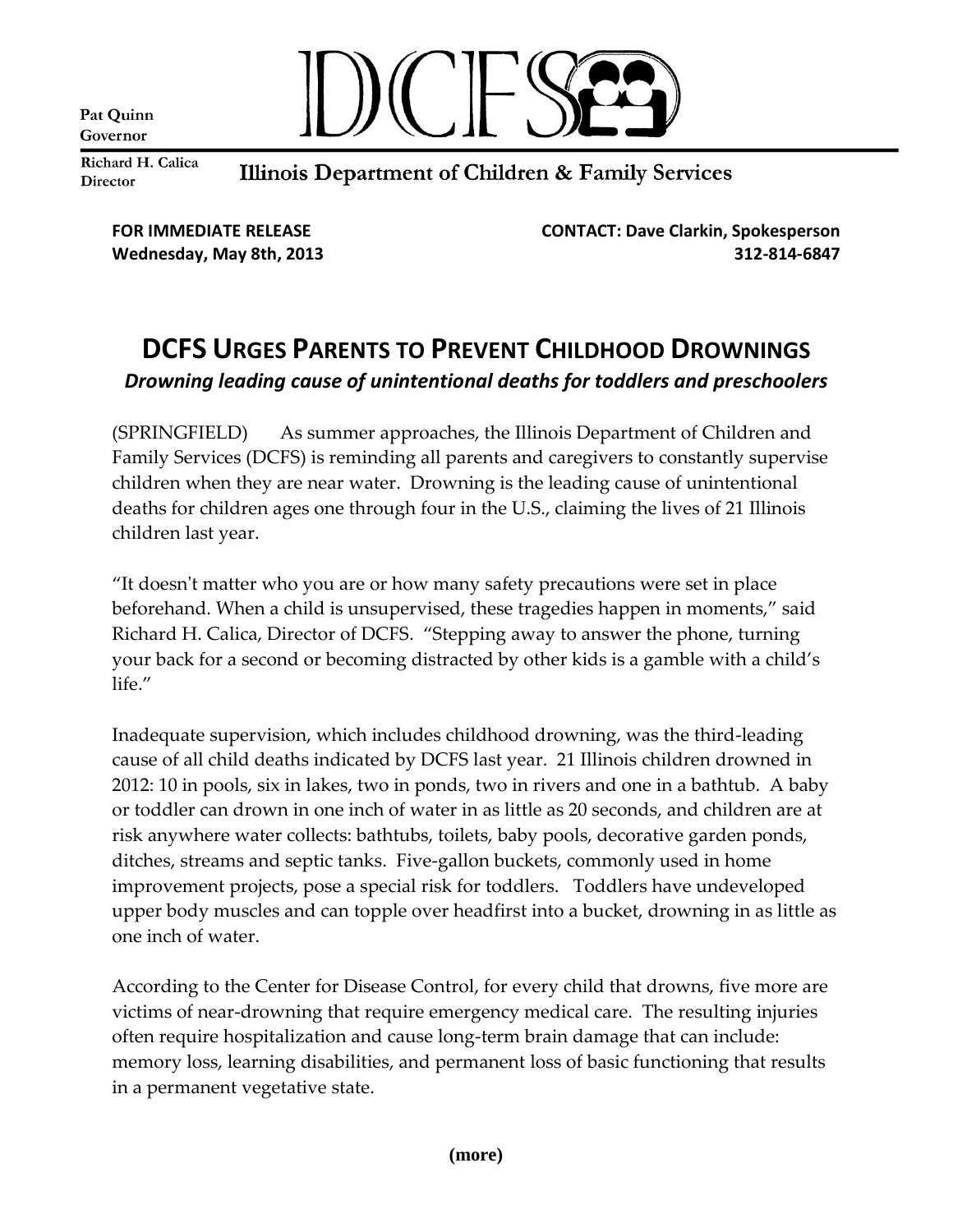Pat Quinn
Governor

Richard H. Calica
Director

# DCFS

Illinois Department of Children & Family Services

**FOR IMMEDIATE RELEASE**
**Wednesday, May 8th, 2013**

**CONTACT: Dave Clarkin, Spokesperson**
**312-814-6847**

## DCFS URGES PARENTS TO PREVENT CHILDHOOD DROWNINGS

***Drowning leading cause of unintentional deaths for toddlers and preschoolers***

(SPRINGFIELD) As summer approaches, the Illinois Department of Children and Family Services (DCFS) is reminding all parents and caregivers to constantly supervise children when they are near water. Drowning is the leading cause of unintentional deaths for children ages one through four in the U.S., claiming the lives of 21 Illinois children last year.

"It doesn't matter who you are or how many safety precautions were set in place beforehand. When a child is unsupervised, these tragedies happen in moments," said Richard H. Calica, Director of DCFS. "Stepping away to answer the phone, turning your back for a second or becoming distracted by other kids is a gamble with a child's life."

Inadequate supervision, which includes childhood drowning, was the third-leading cause of all child deaths indicated by DCFS last year. 21 Illinois children drowned in 2012: 10 in pools, six in lakes, two in ponds, two in rivers and one in a bathtub. A baby or toddler can drown in one inch of water in as little as 20 seconds, and children are at risk anywhere water collects: bathtubs, toilets, baby pools, decorative garden ponds, ditches, streams and septic tanks. Five-gallon buckets, commonly used in home improvement projects, pose a special risk for toddlers. Toddlers have undeveloped upper body muscles and can topple over headfirst into a bucket, drowning in as little as one inch of water.

According to the Center for Disease Control, for every child that drowns, five more are victims of near-drowning that require emergency medical care. The resulting injuries often require hospitalization and cause long-term brain damage that can include: memory loss, learning disabilities, and permanent loss of basic functioning that results in a permanent vegetative state.

**(more)**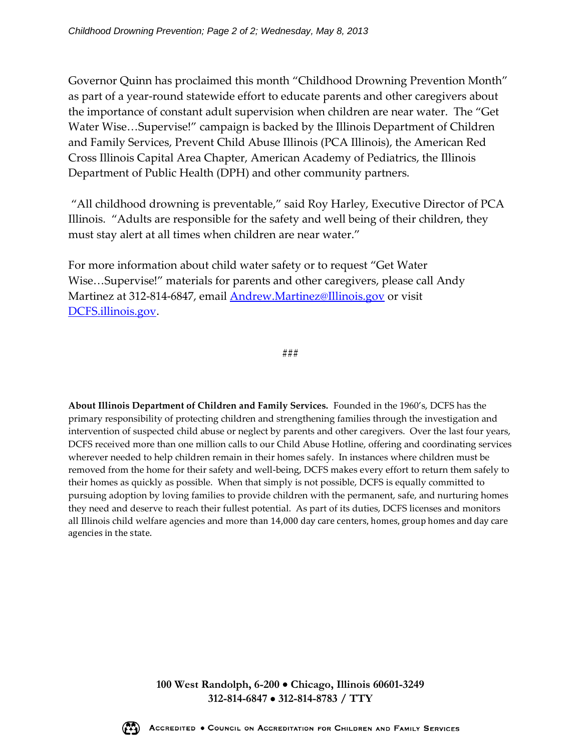Governor Quinn has proclaimed this month "Childhood Drowning Prevention Month" as part of a year-round statewide effort to educate parents and other caregivers about the importance of constant adult supervision when children are near water. The "Get Water Wise…Supervise!" campaign is backed by the Illinois Department of Children and Family Services, Prevent Child Abuse Illinois (PCA Illinois), the American Red Cross Illinois Capital Area Chapter, American Academy of Pediatrics, the Illinois Department of Public Health (DPH) and other community partners.

"All childhood drowning is preventable," said Roy Harley, Executive Director of PCA Illinois. "Adults are responsible for the safety and well being of their children, they must stay alert at all times when children are near water."

For more information about child water safety or to request "Get Water Wise…Supervise!" materials for parents and other caregivers, please call Andy Martinez at 312-814-6847, email [Andrew.Martinez@Illinois.gov](mailto:Andrew.Martinez@Illinois.gov) or visit [DCFS.illinois.gov](http://DCFS.illinois.gov).

###

**About Illinois Department of Children and Family Services.** Founded in the 1960's, DCFS has the primary responsibility of protecting children and strengthening families through the investigation and intervention of suspected child abuse or neglect by parents and other caregivers. Over the last four years, DCFS received more than one million calls to our Child Abuse Hotline, offering and coordinating services wherever needed to help children remain in their homes safely. In instances where children must be removed from the home for their safety and well-being, DCFS makes every effort to return them safely to their homes as quickly as possible. When that simply is not possible, DCFS is equally committed to pursuing adoption by loving families to provide children with the permanent, safe, and nurturing homes they need and deserve to reach their fullest potential. As part of its duties, DCFS licenses and monitors all Illinois child welfare agencies and more than 14,000 day care centers, homes, group homes and day care agencies in the state.

**100 West Randolph, 6-200 • Chicago, Illinois 60601-3249**
**312-814-6847 • 312-814-8783 / TTY**

Accredited • Council on Accreditation for Children and Family Services